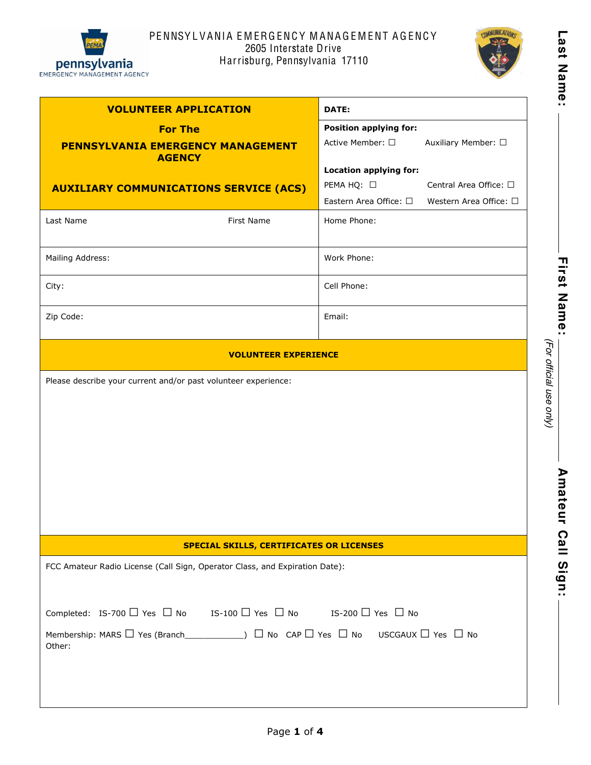PENNSYLVANIA EMERGENCY MANAGEMENT AGENCY
2605 Interstate Drive
Harrisburg, Pennsylvania 17110

| **VOLUNTEER APPLICATION**<br><br>**For The**<br><br>**PENNSYLVANIA EMERGENCY MANAGEMENT AGENCY**<br><br>**AUXILIARY COMMUNICATIONS SERVICE (ACS)** | **DATE:**<br><br>**Position applying for:**<br>Active Member: ☐ Auxiliary Member: ☐<br><br>**Location applying for:**<br>PEMA HQ: ☐ Central Area Office: ☐<br>Eastern Area Office: ☐ Western Area Office: ☐ |
|---|---|
| Last Name First Name | Home Phone: |
| Mailing Address: | Work Phone: |
| City: | Cell Phone: |
| Zip Code: | Email: |

## VOLUNTEER EXPERIENCE

Please describe your current and/or past volunteer experience:

## SPECIAL SKILLS, CERTIFICATES OR LICENSES

FCC Amateur Radio License (Call Sign, Operator Class, and Expiration Date):

Completed: IS-700 ☐ Yes ☐ No IS-100 ☐ Yes ☐ No IS-200 ☐ Yes ☐ No

Membership: MARS ☐ Yes (Branch____________) ☐ No CAP ☐ Yes ☐ No USCGAUX ☐ Yes ☐ No

Other:

Last Name: ____________ First Name: ____________ Amateur Call Sign: ____________

*(For official use only)*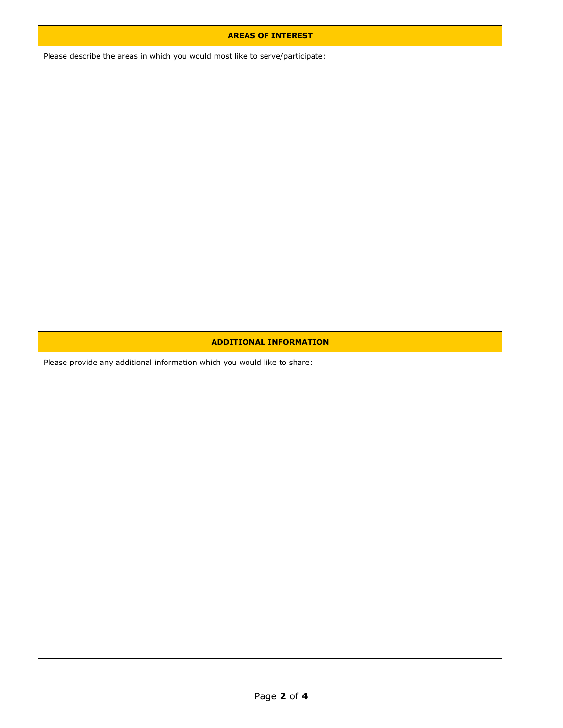## AREAS OF INTEREST

Please describe the areas in which you would most like to serve/participate:

## ADDITIONAL INFORMATION

Please provide any additional information which you would like to share: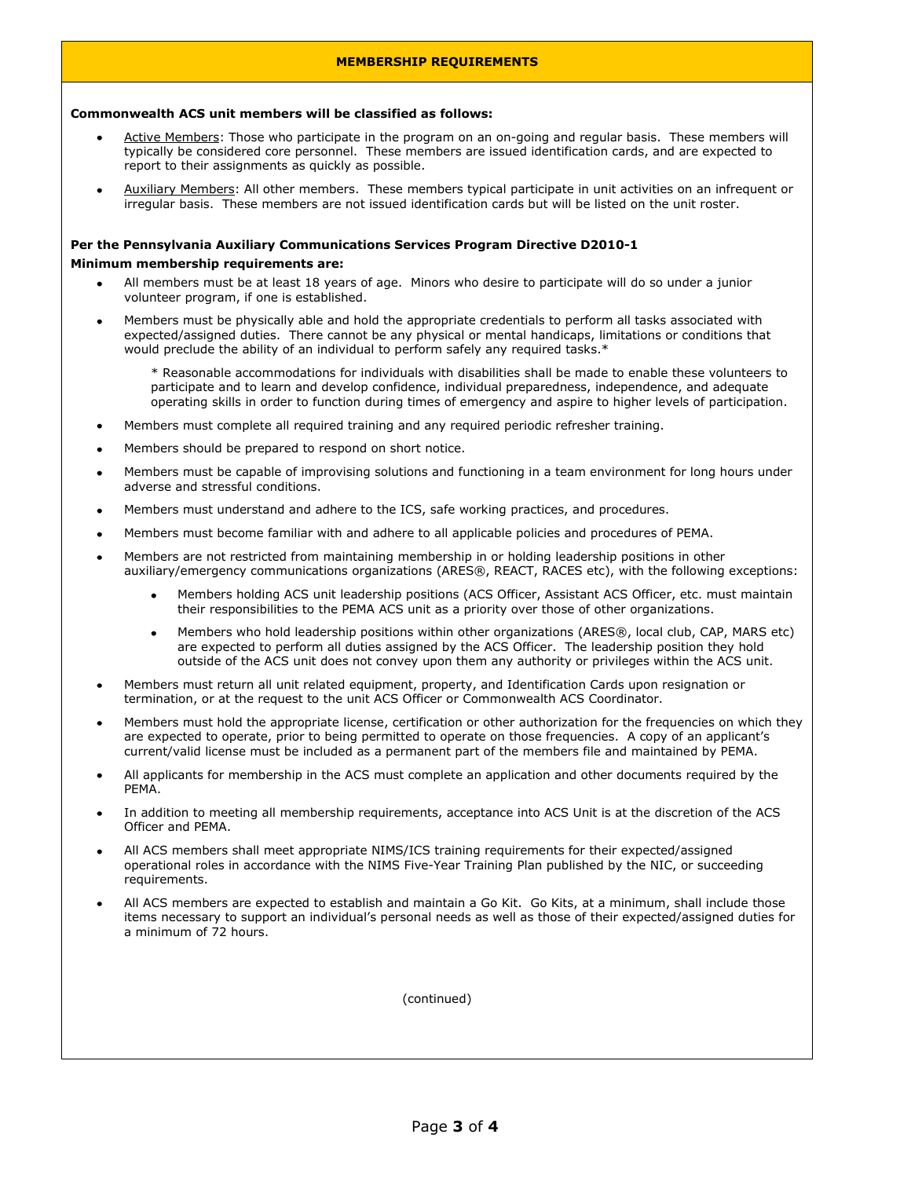## MEMBERSHIP REQUIREMENTS

**Commonwealth ACS unit members will be classified as follows:**

- Active Members: Those who participate in the program on an on-going and regular basis. These members will typically be considered core personnel. These members are issued identification cards, and are expected to report to their assignments as quickly as possible.
- Auxiliary Members: All other members. These members typical participate in unit activities on an infrequent or irregular basis. These members are not issued identification cards but will be listed on the unit roster.

**Per the Pennsylvania Auxiliary Communications Services Program Directive D2010-1**

**Minimum membership requirements are:**

- All members must be at least 18 years of age. Minors who desire to participate will do so under a junior volunteer program, if one is established.
- Members must be physically able and hold the appropriate credentials to perform all tasks associated with expected/assigned duties. There cannot be any physical or mental handicaps, limitations or conditions that would preclude the ability of an individual to perform safely any required tasks.*

  * Reasonable accommodations for individuals with disabilities shall be made to enable these volunteers to participate and to learn and develop confidence, individual preparedness, independence, and adequate operating skills in order to function during times of emergency and aspire to higher levels of participation.

- Members must complete all required training and any required periodic refresher training.
- Members should be prepared to respond on short notice.
- Members must be capable of improvising solutions and functioning in a team environment for long hours under adverse and stressful conditions.
- Members must understand and adhere to the ICS, safe working practices, and procedures.
- Members must become familiar with and adhere to all applicable policies and procedures of PEMA.
- Members are not restricted from maintaining membership in or holding leadership positions in other auxiliary/emergency communications organizations (ARES®, REACT, RACES etc), with the following exceptions:
  - Members holding ACS unit leadership positions (ACS Officer, Assistant ACS Officer, etc. must maintain their responsibilities to the PEMA ACS unit as a priority over those of other organizations.
  - Members who hold leadership positions within other organizations (ARES®, local club, CAP, MARS etc) are expected to perform all duties assigned by the ACS Officer. The leadership position they hold outside of the ACS unit does not convey upon them any authority or privileges within the ACS unit.
- Members must return all unit related equipment, property, and Identification Cards upon resignation or termination, or at the request to the unit ACS Officer or Commonwealth ACS Coordinator.
- Members must hold the appropriate license, certification or other authorization for the frequencies on which they are expected to operate, prior to being permitted to operate on those frequencies. A copy of an applicant's current/valid license must be included as a permanent part of the members file and maintained by PEMA.
- All applicants for membership in the ACS must complete an application and other documents required by the PEMA.
- In addition to meeting all membership requirements, acceptance into ACS Unit is at the discretion of the ACS Officer and PEMA.
- All ACS members shall meet appropriate NIMS/ICS training requirements for their expected/assigned operational roles in accordance with the NIMS Five-Year Training Plan published by the NIC, or succeeding requirements.
- All ACS members are expected to establish and maintain a Go Kit. Go Kits, at a minimum, shall include those items necessary to support an individual's personal needs as well as those of their expected/assigned duties for a minimum of 72 hours.

(continued)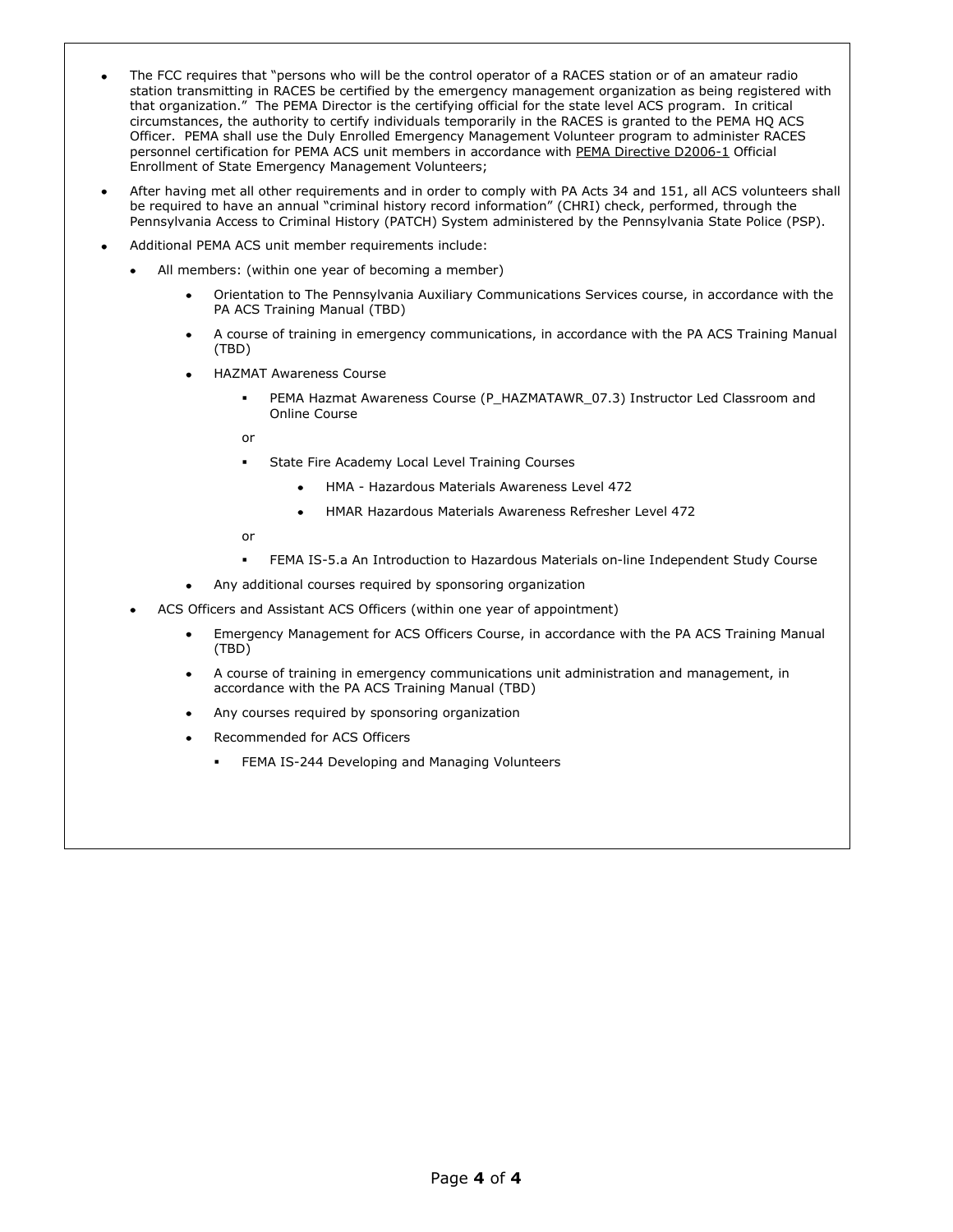- The FCC requires that "persons who will be the control operator of a RACES station or of an amateur radio station transmitting in RACES be certified by the emergency management organization as being registered with that organization." The PEMA Director is the certifying official for the state level ACS program. In critical circumstances, the authority to certify individuals temporarily in the RACES is granted to the PEMA HQ ACS Officer. PEMA shall use the Duly Enrolled Emergency Management Volunteer program to administer RACES personnel certification for PEMA ACS unit members in accordance with PEMA Directive D2006-1 Official Enrollment of State Emergency Management Volunteers;
- After having met all other requirements and in order to comply with PA Acts 34 and 151, all ACS volunteers shall be required to have an annual "criminal history record information" (CHRI) check, performed, through the Pennsylvania Access to Criminal History (PATCH) System administered by the Pennsylvania State Police (PSP).
- Additional PEMA ACS unit member requirements include:
  - All members: (within one year of becoming a member)
    - Orientation to The Pennsylvania Auxiliary Communications Services course, in accordance with the PA ACS Training Manual (TBD)
    - A course of training in emergency communications, in accordance with the PA ACS Training Manual (TBD)
    - HAZMAT Awareness Course
      - PEMA Hazmat Awareness Course (P_HAZMATAWR_07.3) Instructor Led Classroom and Online Course

      or

      - State Fire Academy Local Level Training Courses
        - HMA - Hazardous Materials Awareness Level 472
        - HMAR Hazardous Materials Awareness Refresher Level 472

      or

      - FEMA IS-5.a An Introduction to Hazardous Materials on-line Independent Study Course
    - Any additional courses required by sponsoring organization
  - ACS Officers and Assistant ACS Officers (within one year of appointment)
    - Emergency Management for ACS Officers Course, in accordance with the PA ACS Training Manual (TBD)
    - A course of training in emergency communications unit administration and management, in accordance with the PA ACS Training Manual (TBD)
    - Any courses required by sponsoring organization
    - Recommended for ACS Officers
      - FEMA IS-244 Developing and Managing Volunteers